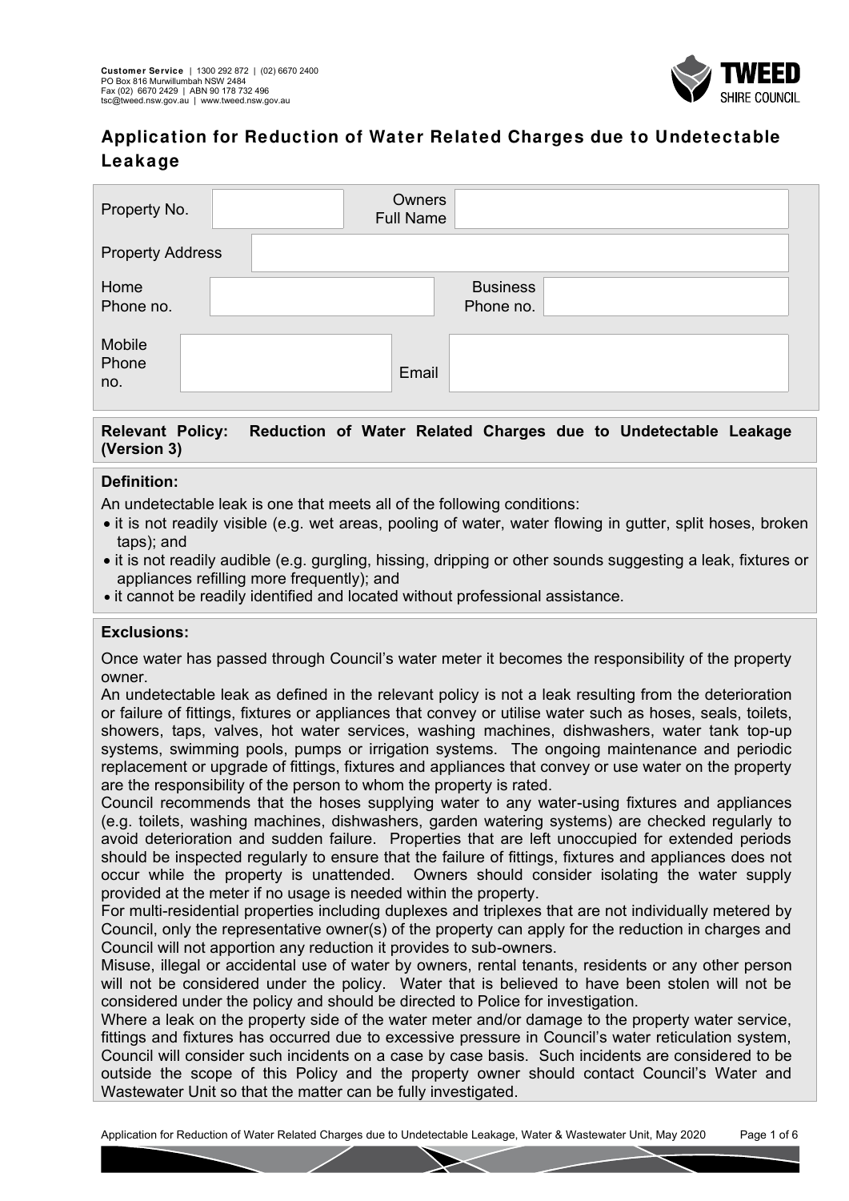**Customer Service** | 1300 292 872 | (02) 6670 2400
PO Box 816 Murwillumbah NSW 2484
Fax (02) 6670 2429 | ABN 90 178 732 496
tsc@tweed.nsw.gov.au | www.tweed.nsw.gov.au

TWEED SHIRE COUNCIL

# Application for Reduction of Water Related Charges due to Undetectable Leakage

| Property No. | | Owners Full Name | |
|---|---|---|---|
| Property Address | | | |
| Home Phone no. | | Business Phone no. | |
| Mobile Phone no. | | Email | |

**Relevant Policy: Reduction of Water Related Charges due to Undetectable Leakage (Version 3)**

**Definition:**

An undetectable leak is one that meets all of the following conditions:

- it is not readily visible (e.g. wet areas, pooling of water, water flowing in gutter, split hoses, broken taps); and
- it is not readily audible (e.g. gurgling, hissing, dripping or other sounds suggesting a leak, fixtures or appliances refilling more frequently); and
- it cannot be readily identified and located without professional assistance.

**Exclusions:**

Once water has passed through Council's water meter it becomes the responsibility of the property owner.

An undetectable leak as defined in the relevant policy is not a leak resulting from the deterioration or failure of fittings, fixtures or appliances that convey or utilise water such as hoses, seals, toilets, showers, taps, valves, hot water services, washing machines, dishwashers, water tank top-up systems, swimming pools, pumps or irrigation systems. The ongoing maintenance and periodic replacement or upgrade of fittings, fixtures and appliances that convey or use water on the property are the responsibility of the person to whom the property is rated.

Council recommends that the hoses supplying water to any water-using fixtures and appliances (e.g. toilets, washing machines, dishwashers, garden watering systems) are checked regularly to avoid deterioration and sudden failure. Properties that are left unoccupied for extended periods should be inspected regularly to ensure that the failure of fittings, fixtures and appliances does not occur while the property is unattended. Owners should consider isolating the water supply provided at the meter if no usage is needed within the property.

For multi-residential properties including duplexes and triplexes that are not individually metered by Council, only the representative owner(s) of the property can apply for the reduction in charges and Council will not apportion any reduction it provides to sub-owners.

Misuse, illegal or accidental use of water by owners, rental tenants, residents or any other person will not be considered under the policy. Water that is believed to have been stolen will not be considered under the policy and should be directed to Police for investigation.

Where a leak on the property side of the water meter and/or damage to the property water service, fittings and fixtures has occurred due to excessive pressure in Council's water reticulation system, Council will consider such incidents on a case by case basis. Such incidents are considered to be outside the scope of this Policy and the property owner should contact Council's Water and Wastewater Unit so that the matter can be fully investigated.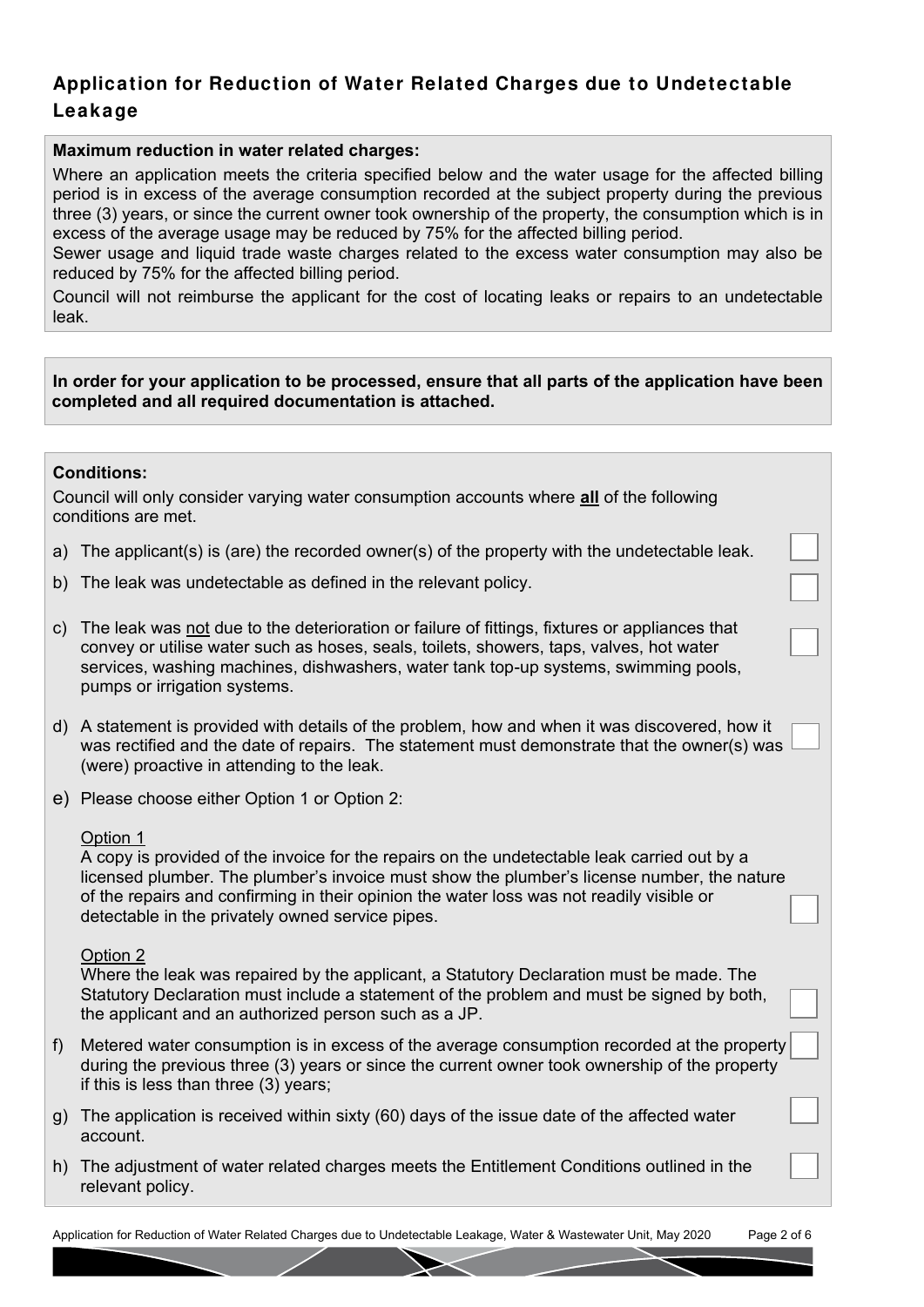## Application for Reduction of Water Related Charges due to Undetectable Leakage

**Maximum reduction in water related charges:**

Where an application meets the criteria specified below and the water usage for the affected billing period is in excess of the average consumption recorded at the subject property during the previous three (3) years, or since the current owner took ownership of the property, the consumption which is in excess of the average usage may be reduced by 75% for the affected billing period.

Sewer usage and liquid trade waste charges related to the excess water consumption may also be reduced by 75% for the affected billing period.

Council will not reimburse the applicant for the cost of locating leaks or repairs to an undetectable leak.

**In order for your application to be processed, ensure that all parts of the application have been completed and all required documentation is attached.**

**Conditions:**

Council will only consider varying water consumption accounts where **all** of the following conditions are met.

a) The applicant(s) is (are) the recorded owner(s) of the property with the undetectable leak. ☐

b) The leak was undetectable as defined in the relevant policy. ☐

c) The leak was not due to the deterioration or failure of fittings, fixtures or appliances that convey or utilise water such as hoses, seals, toilets, showers, taps, valves, hot water services, washing machines, dishwashers, water tank top-up systems, swimming pools, pumps or irrigation systems. ☐

d) A statement is provided with details of the problem, how and when it was discovered, how it was rectified and the date of repairs. The statement must demonstrate that the owner(s) was (were) proactive in attending to the leak. ☐

e) Please choose either Option 1 or Option 2:

Option 1
A copy is provided of the invoice for the repairs on the undetectable leak carried out by a licensed plumber. The plumber's invoice must show the plumber's license number, the nature of the repairs and confirming in their opinion the water loss was not readily visible or detectable in the privately owned service pipes. ☐

Option 2
Where the leak was repaired by the applicant, a Statutory Declaration must be made. The Statutory Declaration must include a statement of the problem and must be signed by both, the applicant and an authorized person such as a JP. ☐

f) Metered water consumption is in excess of the average consumption recorded at the property during the previous three (3) years or since the current owner took ownership of the property if this is less than three (3) years; ☐

g) The application is received within sixty (60) days of the issue date of the affected water account. ☐

h) The adjustment of water related charges meets the Entitlement Conditions outlined in the relevant policy. ☐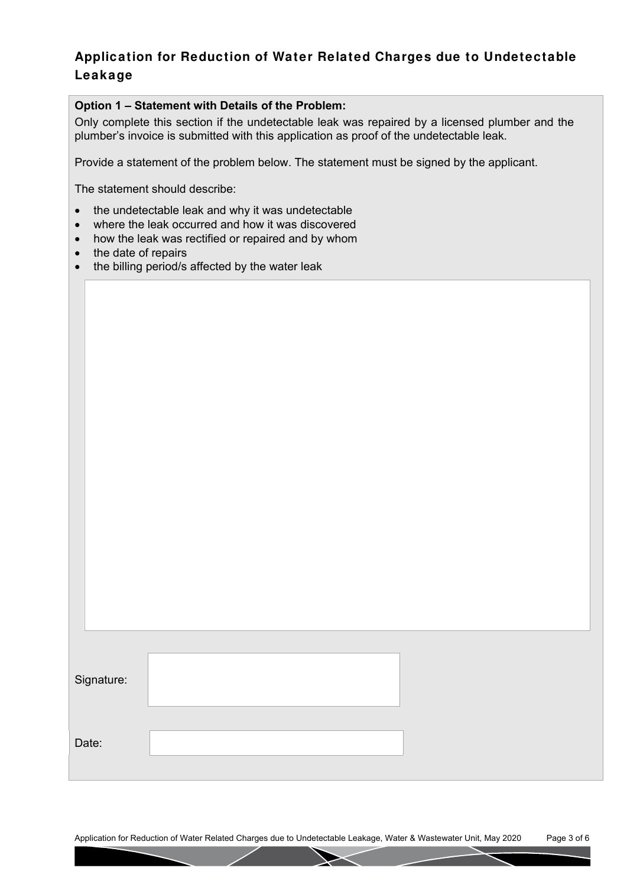## Application for Reduction of Water Related Charges due to Undetectable Leakage

**Option 1 – Statement with Details of the Problem:**

Only complete this section if the undetectable leak was repaired by a licensed plumber and the plumber's invoice is submitted with this application as proof of the undetectable leak.

Provide a statement of the problem below. The statement must be signed by the applicant.

The statement should describe:

- the undetectable leak and why it was undetectable
- where the leak occurred and how it was discovered
- how the leak was rectified or repaired and by whom
- the date of repairs
- the billing period/s affected by the water leak

Signature:

Date: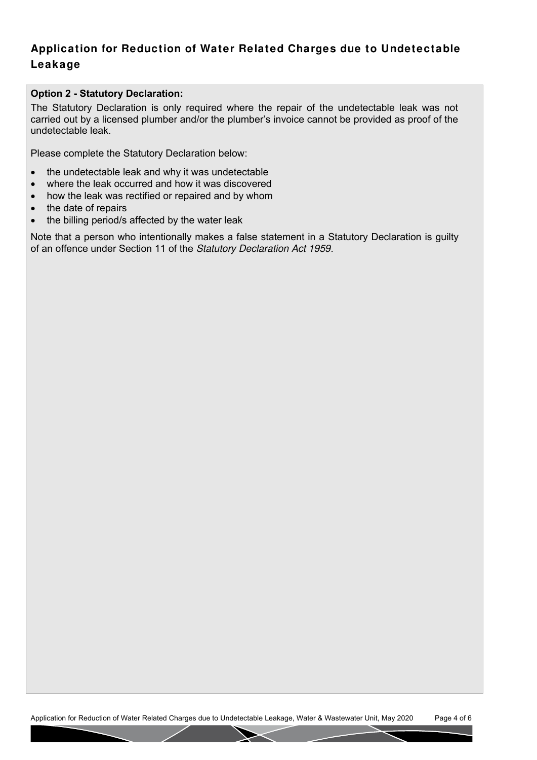## Application for Reduction of Water Related Charges due to Undetectable Leakage

**Option 2 - Statutory Declaration:**

The Statutory Declaration is only required where the repair of the undetectable leak was not carried out by a licensed plumber and/or the plumber's invoice cannot be provided as proof of the undetectable leak.

Please complete the Statutory Declaration below:

- the undetectable leak and why it was undetectable
- where the leak occurred and how it was discovered
- how the leak was rectified or repaired and by whom
- the date of repairs
- the billing period/s affected by the water leak

Note that a person who intentionally makes a false statement in a Statutory Declaration is guilty of an offence under Section 11 of the *Statutory Declaration Act 1959.*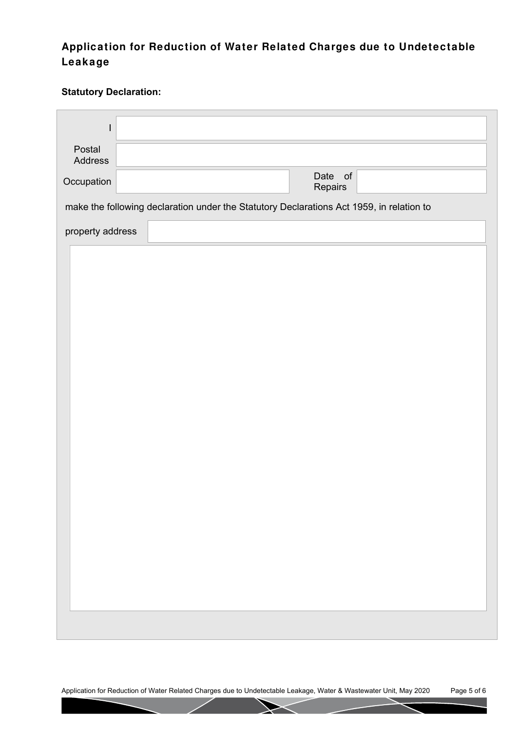# Application for Reduction of Water Related Charges due to Undetectable Leakage

**Statutory Declaration:**

| | | | |
|---|---|---|---|
| I | | | |
| Postal Address | | | |
| Occupation | | Date of Repairs | |

make the following declaration under the Statutory Declarations Act 1959, in relation to

| | |
|---|---|
| property address | |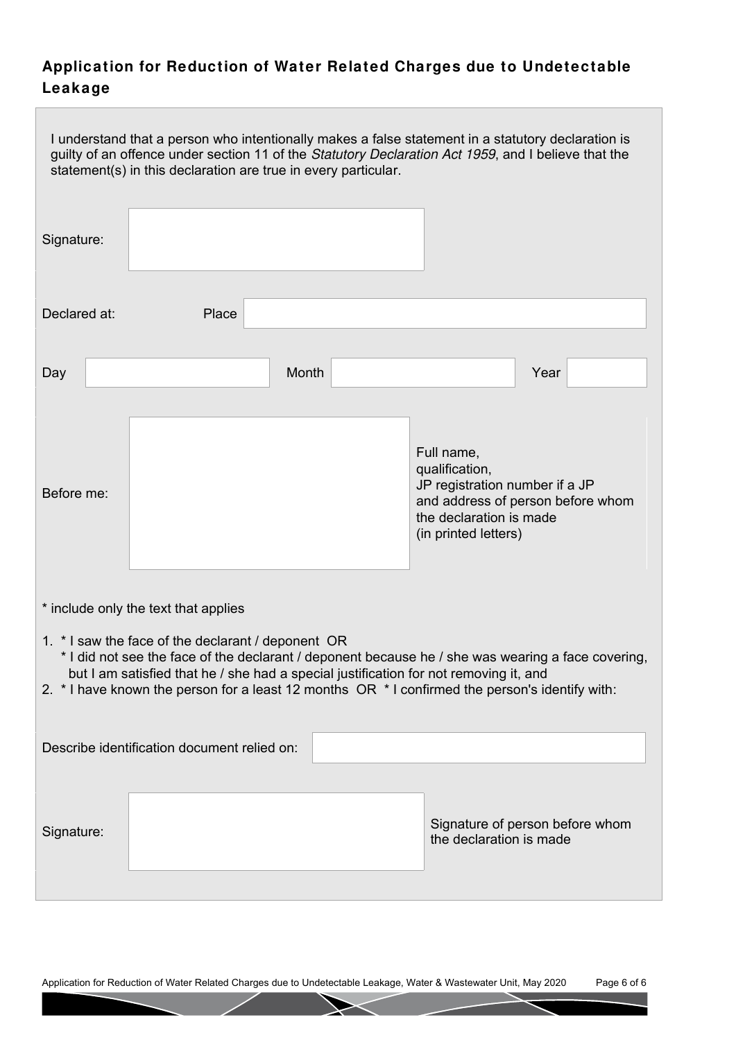## Application for Reduction of Water Related Charges due to Undetectable Leakage

I understand that a person who intentionally makes a false statement in a statutory declaration is guilty of an offence under section 11 of the *Statutory Declaration Act 1959*, and I believe that the statement(s) in this declaration are true in every particular.

Signature:

Declared at: Place

Day Month Year

Before me:

Full name, qualification, JP registration number if a JP and address of person before whom the declaration is made (in printed letters)

* include only the text that applies

1. * I saw the face of the declarant / deponent OR
   * I did not see the face of the declarant / deponent because he / she was wearing a face covering, but I am satisfied that he / she had a special justification for not removing it, and
2. * I have known the person for a least 12 months OR * I confirmed the person's identify with:

Describe identification document relied on:

Signature:

Signature of person before whom the declaration is made